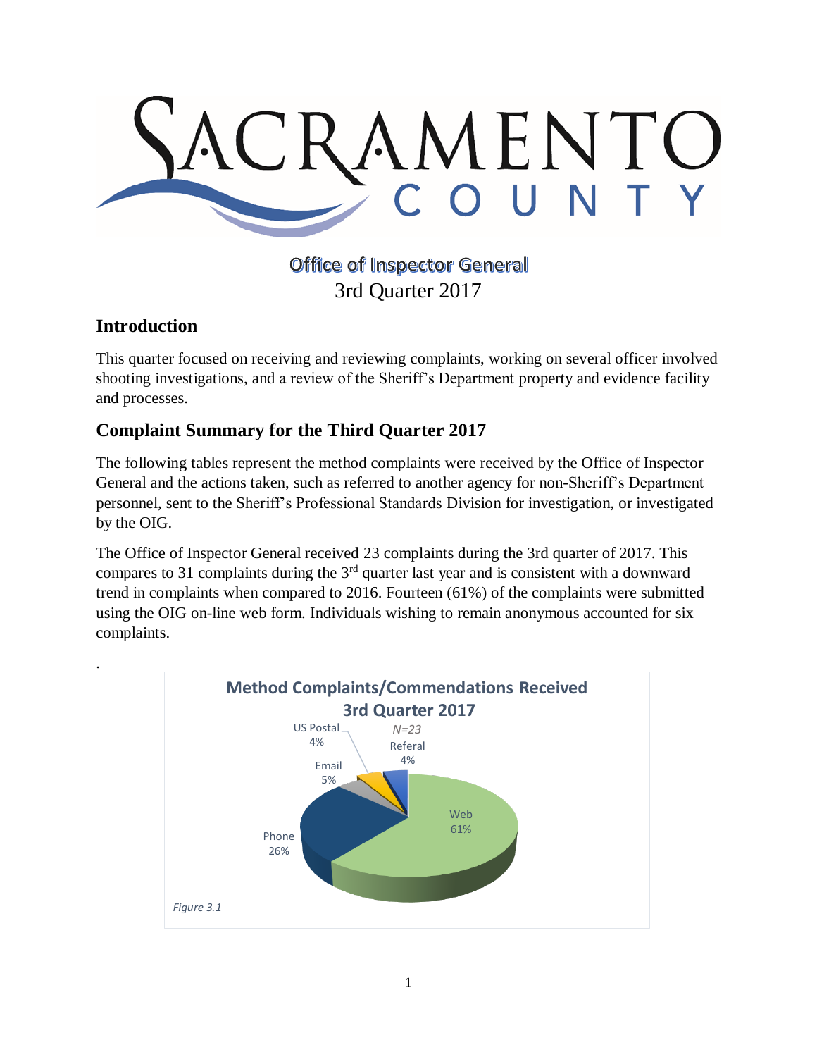# SACRAMENTO COUNTY

Office of Inspector General
3rd Quarter 2017

## Introduction

This quarter focused on receiving and reviewing complaints, working on several officer involved shooting investigations, and a review of the Sheriff's Department property and evidence facility and processes.

## Complaint Summary for the Third Quarter 2017

The following tables represent the method complaints were received by the Office of Inspector General and the actions taken, such as referred to another agency for non-Sheriff's Department personnel, sent to the Sheriff's Professional Standards Division for investigation, or investigated by the OIG.

The Office of Inspector General received 23 complaints during the 3rd quarter of 2017. This compares to 31 complaints during the 3rd quarter last year and is consistent with a downward trend in complaints when compared to 2016. Fourteen (61%) of the complaints were submitted using the OIG on-line web form. Individuals wishing to remain anonymous accounted for six complaints.

.

**Method Complaints/Commendations Received 3rd Quarter 2017**

*N=23*

| Method | Percent |
|---|---|
| Web | 61% |
| Phone | 26% |
| Email | 5% |
| US Postal | 4% |
| Referal | 4% |

*Figure 3.1*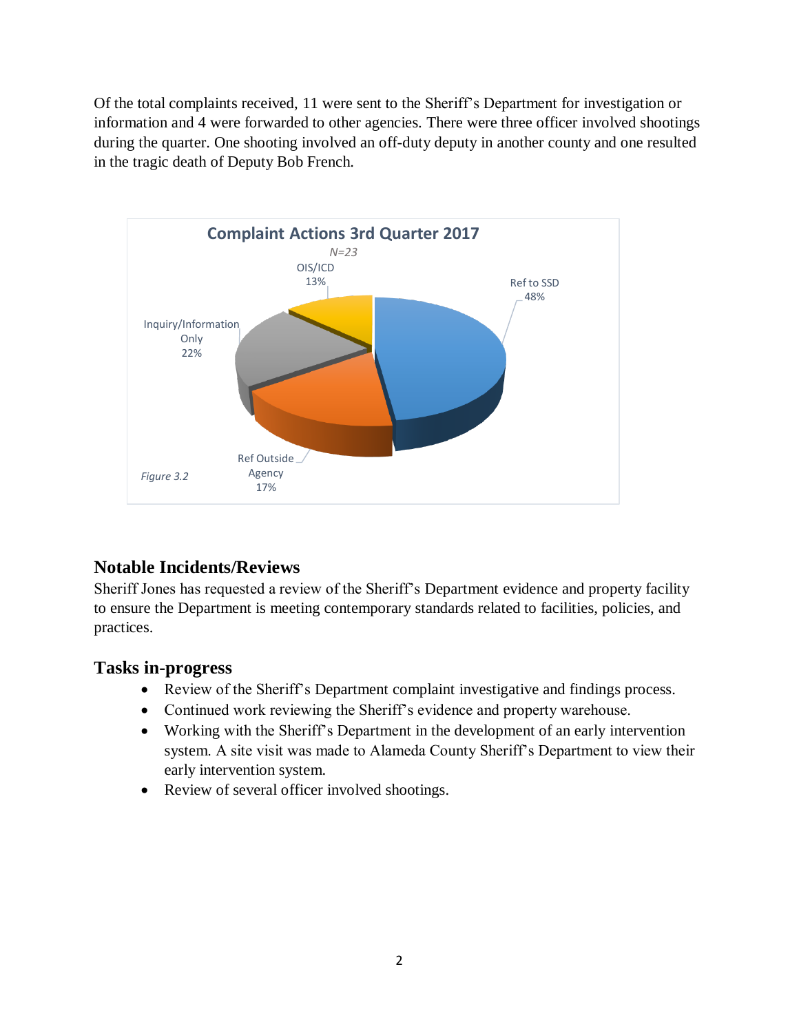Of the total complaints received, 11 were sent to the Sheriff's Department for investigation or information and 4 were forwarded to other agencies. There were three officer involved shootings during the quarter. One shooting involved an off-duty deputy in another county and one resulted in the tragic death of Deputy Bob French.

Complaint Actions 3rd Quarter 2017

*N=23*

OIS/ICD
13%

Ref to SSD
48%

Inquiry/Information Only
22%

Ref Outside Agency
17%

*Figure 3.2*

## Notable Incidents/Reviews

Sheriff Jones has requested a review of the Sheriff's Department evidence and property facility to ensure the Department is meeting contemporary standards related to facilities, policies, and practices.

## Tasks in-progress

- Review of the Sheriff's Department complaint investigative and findings process.
- Continued work reviewing the Sheriff's evidence and property warehouse.
- Working with the Sheriff's Department in the development of an early intervention system. A site visit was made to Alameda County Sheriff's Department to view their early intervention system.
- Review of several officer involved shootings.